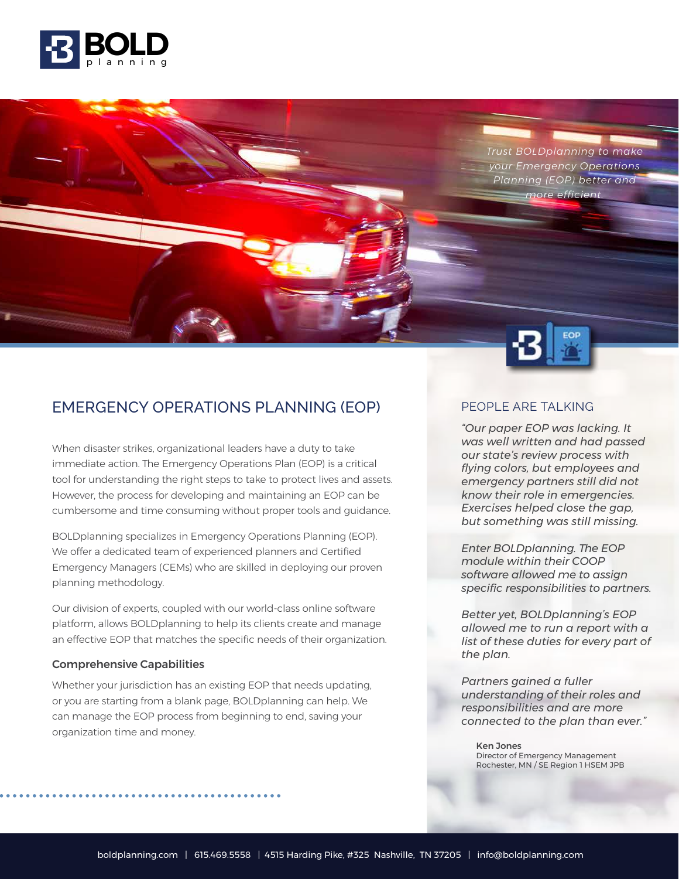BOLD planning

*Trust BOLDplanning to make your Emergency Operations Planning (EOP) better and more efficient.*

## EMERGENCY OPERATIONS PLANNING (EOP)

When disaster strikes, organizational leaders have a duty to take immediate action. The Emergency Operations Plan (EOP) is a critical tool for understanding the right steps to take to protect lives and assets. However, the process for developing and maintaining an EOP can be cumbersome and time consuming without proper tools and guidance.

BOLDplanning specializes in Emergency Operations Planning (EOP). We offer a dedicated team of experienced planners and Certified Emergency Managers (CEMs) who are skilled in deploying our proven planning methodology.

Our division of experts, coupled with our world-class online software platform, allows BOLDplanning to help its clients create and manage an effective EOP that matches the specific needs of their organization.

### Comprehensive Capabilities

Whether your jurisdiction has an existing EOP that needs updating, or you are starting from a blank page, BOLDplanning can help. We can manage the EOP process from beginning to end, saving your organization time and money.

## PEOPLE ARE TALKING

*"Our paper EOP was lacking. It was well written and had passed our state's review process with flying colors, but employees and emergency partners still did not know their role in emergencies. Exercises helped close the gap, but something was still missing.*

*Enter BOLDplanning. The EOP module within their COOP software allowed me to assign specific responsibilities to partners.*

*Better yet, BOLDplanning's EOP allowed me to run a report with a list of these duties for every part of the plan.*

*Partners gained a fuller understanding of their roles and responsibilities and are more connected to the plan than ever."*

**Ken Jones**
Director of Emergency Management
Rochester, MN / SE Region 1 HSEM JPB

boldplanning.com | 615.469.5558 | 4515 Harding Pike, #325 Nashville, TN 37205 | info@boldplanning.com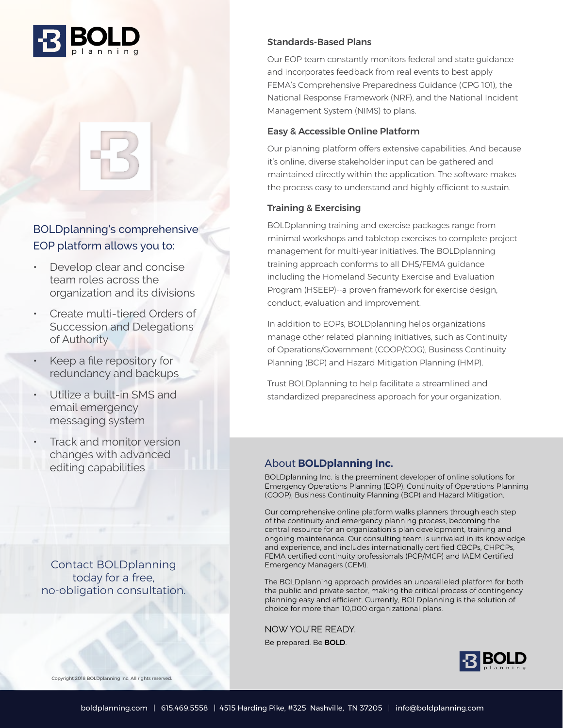BOLD planning

## BOLDplanning's comprehensive EOP platform allows you to:

- Develop clear and concise team roles across the organization and its divisions
- Create multi-tiered Orders of Succession and Delegations of Authority
- Keep a file repository for redundancy and backups
- Utilize a built-in SMS and email emergency messaging system
- Track and monitor version changes with advanced editing capabilities

Contact BOLDplanning today for a free, no-obligation consultation.

### Standards-Based Plans

Our EOP team constantly monitors federal and state guidance and incorporates feedback from real events to best apply FEMA's Comprehensive Preparedness Guidance (CPG 101), the National Response Framework (NRF), and the National Incident Management System (NIMS) to plans.

### Easy & Accessible Online Platform

Our planning platform offers extensive capabilities. And because it's online, diverse stakeholder input can be gathered and maintained directly within the application. The software makes the process easy to understand and highly efficient to sustain.

### Training & Exercising

BOLDplanning training and exercise packages range from minimal workshops and tabletop exercises to complete project management for multi-year initiatives. The BOLDplanning training approach conforms to all DHS/FEMA guidance including the Homeland Security Exercise and Evaluation Program (HSEEP)--a proven framework for exercise design, conduct, evaluation and improvement.

In addition to EOPs, BOLDplanning helps organizations manage other related planning initiatives, such as Continuity of Operations/Government (COOP/COG), Business Continuity Planning (BCP) and Hazard Mitigation Planning (HMP).

Trust BOLDplanning to help facilitate a streamlined and standardized preparedness approach for your organization.

## About **BOLDplanning Inc.**

BOLDplanning Inc. is the preeminent developer of online solutions for Emergency Operations Planning (EOP), Continuity of Operations Planning (COOP), Business Continuity Planning (BCP) and Hazard Mitigation.

Our comprehensive online platform walks planners through each step of the continuity and emergency planning process, becoming the central resource for an organization's plan development, training and ongoing maintenance. Our consulting team is unrivaled in its knowledge and experience, and includes internationally certified CBCPs, CHPCPs, FEMA certified continuity professionals (PCP/MCP) and IAEM Certified Emergency Managers (CEM).

The BOLDplanning approach provides an unparalleled platform for both the public and private sector, making the critical process of contingency planning easy and efficient. Currently, BOLDplanning is the solution of choice for more than 10,000 organizational plans.

NOW YOU'RE READY.

Be prepared. Be **BOLD**.

BOLD planning

Copyright 2018 BOLDplanning Inc. All rights reserved.

boldplanning.com | 615.469.5558 | 4515 Harding Pike, #325 Nashville, TN 37205 | info@boldplanning.com